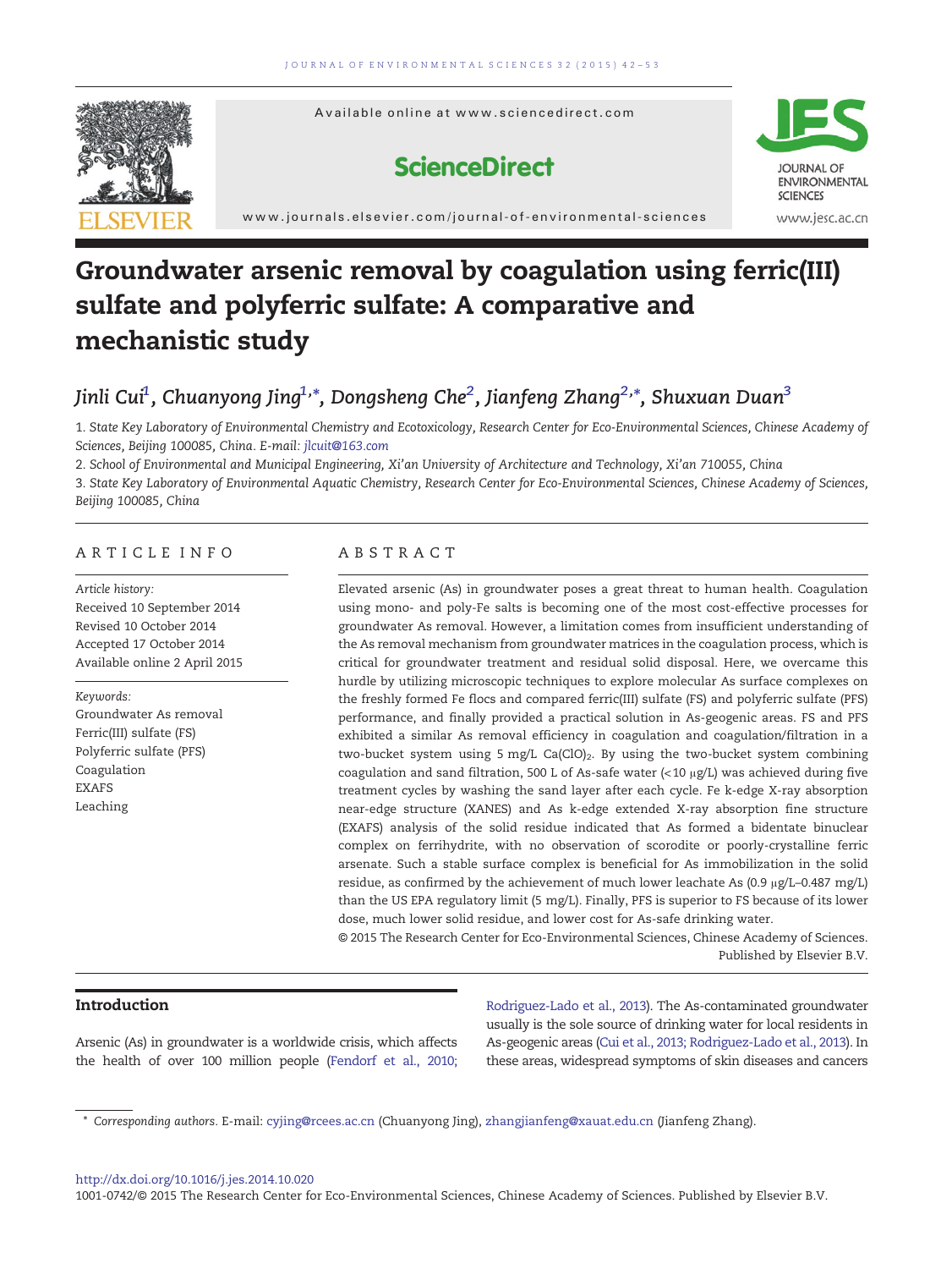# Groundwater arsenic removal by coagulation using ferric(III) sulfate and polyferric sulfate: A comparative and mechanistic study

*Jinli Cui*[1], *Chuanyong Jing*[1,*], *Dongsheng Che*[2], *Jianfeng Zhang*[2,*], *Shuxuan Duan*[3]

1. State Key Laboratory of Environmental Chemistry and Ecotoxicology, Research Center for Eco-Environmental Sciences, Chinese Academy of Sciences, Beijing 100085, China. E-mail: jlcuit@163.com

2. School of Environmental and Municipal Engineering, Xi'an University of Architecture and Technology, Xi'an 710055, China

3. State Key Laboratory of Environmental Aquatic Chemistry, Research Center for Eco-Environmental Sciences, Chinese Academy of Sciences, Beijing 100085, China

## ARTICLE INFO

*Article history:*
Received 10 September 2014
Revised 10 October 2014
Accepted 17 October 2014
Available online 2 April 2015

*Keywords:*
Groundwater As removal
Ferric(III) sulfate (FS)
Polyferric sulfate (PFS)
Coagulation
EXAFS
Leaching

## ABSTRACT

Elevated arsenic (As) in groundwater poses a great threat to human health. Coagulation using mono- and poly-Fe salts is becoming one of the most cost-effective processes for groundwater As removal. However, a limitation comes from insufficient understanding of the As removal mechanism from groundwater matrices in the coagulation process, which is critical for groundwater treatment and residual solid disposal. Here, we overcome this hurdle by utilizing microscopic techniques to explore molecular As surface complexes on the freshly formed Fe flocs and compared ferric(III) sulfate (FS) and polyferric sulfate (PFS) performance, and finally provided a practical solution in As-geogenic areas. FS and PFS exhibited a similar As removal efficiency in coagulation and coagulation/filtration in a two-bucket system using 5 mg/L $Ca(ClO)_2$. By using the two-bucket system combining coagulation and sand filtration, 500 L of As-safe water (<10 μg/L) was achieved during five treatment cycles by washing the sand layer after each cycle. Fe k-edge X-ray absorption near-edge structure (XANES) and As k-edge extended X-ray absorption fine structure (EXAFS) analysis of the solid residue indicated that As formed a bidentate binuclear complex on ferrihydrite, with no observation of scorodite or poorly-crystalline ferric arsenate. Such a stable surface complex is beneficial for As immobilization in the solid residue, as confirmed by the achievement of much lower leachate As (0.9 μg/L–0.487 mg/L) than the US EPA regulatory limit (5 mg/L). Finally, PFS is superior to FS because of its lower dose, much lower solid residue, and lower cost for As-safe drinking water.

© 2015 The Research Center for Eco-Environmental Sciences, Chinese Academy of Sciences. Published by Elsevier B.V.

## Introduction

Arsenic (As) in groundwater is a worldwide crisis, which affects the health of over 100 million people (Fendorf et al., 2010; Rodriguez-Lado et al., 2013). The As-contaminated groundwater usually is the sole source of drinking water for local residents in As-geogenic areas (Cui et al., 2013; Rodriguez-Lado et al., 2013). In these areas, widespread symptoms of skin diseases and cancers

\* Corresponding authors. E-mail: cyjing@rcees.ac.cn (Chuanyong Jing), zhangjianfeng@xauat.edu.cn (Jianfeng Zhang).

http://dx.doi.org/10.1016/j.jes.2014.10.020
1001-0742/© 2015 The Research Center for Eco-Environmental Sciences, Chinese Academy of Sciences. Published by Elsevier B.V.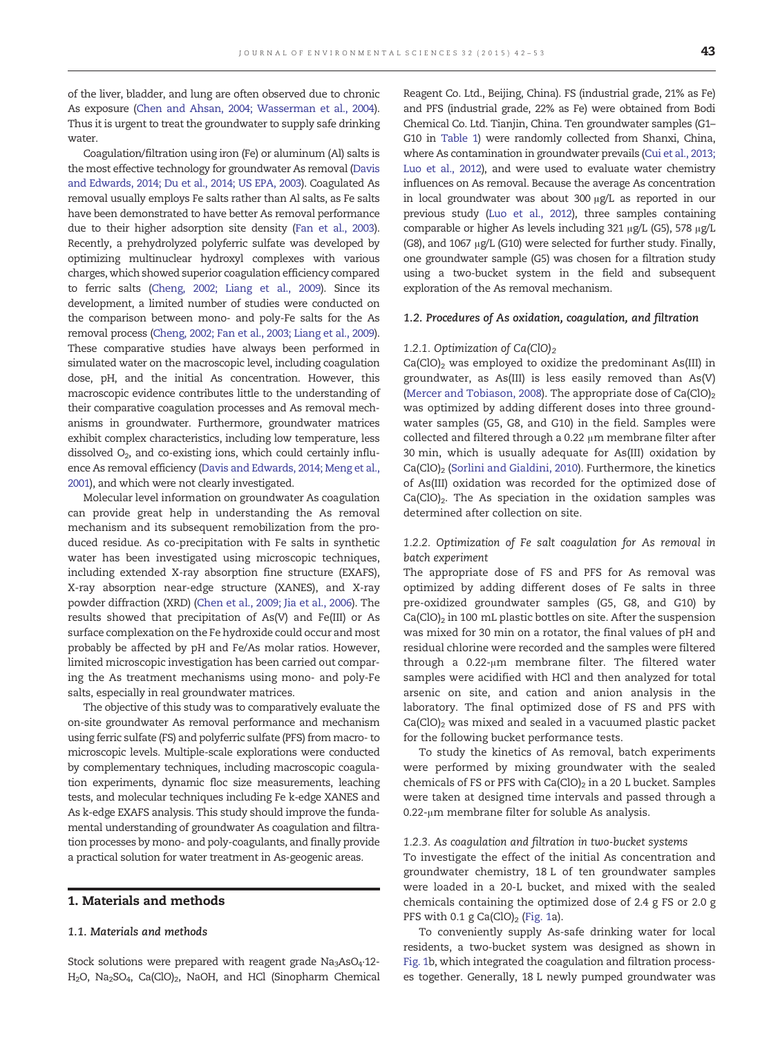of the liver, bladder, and lung are often observed due to chronic As exposure (Chen and Ahsan, 2004; Wasserman et al., 2004). Thus it is urgent to treat the groundwater to supply safe drinking water.

Coagulation/filtration using iron (Fe) or aluminum (Al) salts is the most effective technology for groundwater As removal (Davis and Edwards, 2014; Du et al., 2014; US EPA, 2003). Coagulated As removal usually employs Fe salts rather than Al salts, as Fe salts have been demonstrated to have better As removal performance due to their higher adsorption site density (Fan et al., 2003). Recently, a prehydrolyzed polyferric sulfate was developed by optimizing multinuclear hydroxyl complexes with various charges, which showed superior coagulation efficiency compared to ferric salts (Cheng, 2002; Liang et al., 2009). Since its development, a limited number of studies were conducted on the comparison between mono- and poly-Fe salts for the As removal process (Cheng, 2002; Fan et al., 2003; Liang et al., 2009). These comparative studies have always been performed in simulated water on the macroscopic level, including coagulation dose, pH, and the initial As concentration. However, this macroscopic evidence contributes little to the understanding of their comparative coagulation processes and As removal mechanisms in groundwater. Furthermore, groundwater matrices exhibit complex characteristics, including low temperature, less dissolved $O_2$, and co-existing ions, which could certainly influence As removal efficiency (Davis and Edwards, 2014; Meng et al., 2001), and which were not clearly investigated.

Molecular level information on groundwater As coagulation can provide great help in understanding the As removal mechanism and its subsequent remobilization from the produced residue. As co-precipitation with Fe salts in synthetic water has been investigated using microscopic techniques, including extended X-ray absorption fine structure (EXAFS), X-ray absorption near-edge structure (XANES), and X-ray powder diffraction (XRD) (Chen et al., 2009; Jia et al., 2006). The results showed that precipitation of As(V) and Fe(III) or As surface complexation on the Fe hydroxide could occur and most probably be affected by pH and Fe/As molar ratios. However, limited microscopic investigation has been carried out comparing the As treatment mechanisms using mono- and poly-Fe salts, especially in real groundwater matrices.

The objective of this study was to comparatively evaluate the on-site groundwater As removal performance and mechanism using ferric sulfate (FS) and polyferric sulfate (PFS) from macro- to microscopic levels. Multiple-scale explorations were conducted by complementary techniques, including macroscopic coagulation experiments, dynamic floc size measurements, leaching tests, and molecular techniques including Fe k-edge XANES and As k-edge EXAFS analysis. This study should improve the fundamental understanding of groundwater As coagulation and filtration processes by mono- and poly-coagulants, and finally provide a practical solution for water treatment in As-geogenic areas.

## 1. Materials and methods

### 1.1. Materials and methods

Stock solutions were prepared with reagent grade $Na_3AsO_4 \cdot 12H_2O$, $Na_2SO_4$, $Ca(ClO)_2$, NaOH, and HCl (Sinopharm Chemical Reagent Co. Ltd., Beijing, China). FS (industrial grade, 21% as Fe) and PFS (industrial grade, 22% as Fe) were obtained from Bodi Chemical Co. Ltd. Tianjin, China. Ten groundwater samples (G1–G10 in Table 1) were randomly collected from Shanxi, China, where As contamination in groundwater prevails (Cui et al., 2013; Luo et al., 2012), and were used to evaluate water chemistry influences on As removal. Because the average As concentration in local groundwater was about 300 μg/L as reported in our previous study (Luo et al., 2012), three samples containing comparable or higher As levels including 321 μg/L (G5), 578 μg/L (G8), and 1067 μg/L (G10) were selected for further study. Finally, one groundwater sample (G5) was chosen for a filtration study using a two-bucket system in the field and subsequent exploration of the As removal mechanism.

### 1.2. Procedures of As oxidation, coagulation, and filtration

#### 1.2.1. Optimization of $Ca(ClO)_2$

$Ca(ClO)_2$ was employed to oxidize the predominant As(III) in groundwater, as As(III) is less easily removed than As(V) (Mercer and Tobiason, 2008). The appropriate dose of $Ca(ClO)_2$ was optimized by adding different doses into three groundwater samples (G5, G8, and G10) in the field. Samples were collected and filtered through a 0.22 μm membrane filter after 30 min, which is usually adequate for As(III) oxidation by $Ca(ClO)_2$ (Sorlini and Gialdini, 2010). Furthermore, the kinetics of As(III) oxidation was recorded for the optimized dose of $Ca(ClO)_2$. The As speciation in the oxidation samples was determined after collection on site.

#### 1.2.2. Optimization of Fe salt coagulation for As removal in batch experiment

The appropriate dose of FS and PFS for As removal was optimized by adding different doses of Fe salts in three pre-oxidized groundwater samples (G5, G8, and G10) by $Ca(ClO)_2$ in 100 mL plastic bottles on site. After the suspension was mixed for 30 min on a rotator, the final values of pH and residual chlorine were recorded and the samples were filtered through a 0.22-μm membrane filter. The filtered water samples were acidified with HCl and then analyzed for total arsenic on site, and cation and anion analysis in the laboratory. The final optimized dose of FS and PFS with $Ca(ClO)_2$ was mixed and sealed in a vacuumed plastic packet for the following bucket performance tests.

To study the kinetics of As removal, batch experiments were performed by mixing groundwater with the sealed chemicals of FS or PFS with $Ca(ClO)_2$ in a 20 L bucket. Samples were taken at designed time intervals and passed through a 0.22-μm membrane filter for soluble As analysis.

#### 1.2.3. As coagulation and filtration in two-bucket systems

To investigate the effect of the initial As concentration and groundwater chemistry, 18 L of ten groundwater samples were loaded in a 20-L bucket, and mixed with the sealed chemicals containing the optimized dose of 2.4 g FS or 2.0 g PFS with 0.1 g $Ca(ClO)_2$ (Fig. 1a).

To conveniently supply As-safe drinking water for local residents, a two-bucket system was designed as shown in Fig. 1b, which integrated the coagulation and filtration processes together. Generally, 18 L newly pumped groundwater was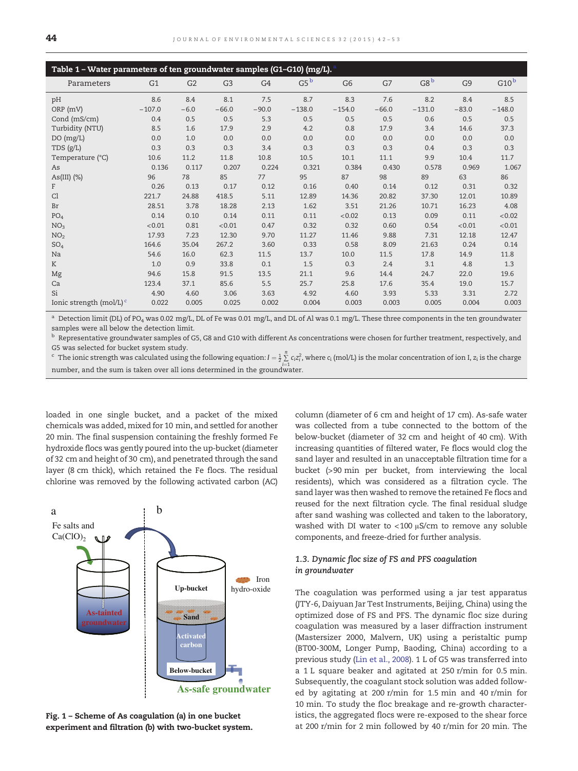**Table 1 – Water parameters of ten groundwater samples (G1–G10) (mg/L).** [a]

| Parameters | G1 | G2 | G3 | G4 | G5 [b] | G6 | G7 | G8 [b] | G9 | G10 [b] |
|---|---|---|---|---|---|---|---|---|---|---|
| pH | 8.6 | 8.4 | 8.1 | 7.5 | 8.7 | 8.3 | 7.6 | 8.2 | 8.4 | 8.5 |
| ORP (mV) | −107.0 | −6.0 | −66.0 | −90.0 | −138.0 | −154.0 | −66.0 | −131.0 | −83.0 | −148.0 |
| Cond (mS/cm) | 0.4 | 0.5 | 0.5 | 5.3 | 0.5 | 0.5 | 0.5 | 0.6 | 0.5 | 0.5 |
| Turbidity (NTU) | 8.5 | 1.6 | 17.9 | 2.9 | 4.2 | 0.8 | 17.9 | 3.4 | 14.6 | 37.3 |
| DO (mg/L) | 0.0 | 1.0 | 0.0 | 0.0 | 0.0 | 0.0 | 0.0 | 0.0 | 0.0 | 0.0 |
| TDS (g/L) | 0.3 | 0.3 | 0.3 | 3.4 | 0.3 | 0.3 | 0.3 | 0.4 | 0.3 | 0.3 |
| Temperature (°C) | 10.6 | 11.2 | 11.8 | 10.8 | 10.5 | 10.1 | 11.1 | 9.9 | 10.4 | 11.7 |
| As | 0.136 | 0.117 | 0.207 | 0.224 | 0.321 | 0.384 | 0.430 | 0.578 | 0.969 | 1.067 |
| As(III) (%) | 96 | 78 | 85 | 77 | 95 | 87 | 98 | 89 | 63 | 86 |
| F | 0.26 | 0.13 | 0.17 | 0.12 | 0.16 | 0.40 | 0.14 | 0.12 | 0.31 | 0.32 |
| Cl | 221.7 | 24.88 | 418.5 | 5.11 | 12.89 | 14.36 | 20.82 | 37.30 | 12.01 | 10.89 |
| Br | 28.51 | 3.78 | 18.28 | 2.13 | 1.62 | 3.51 | 21.26 | 10.71 | 16.23 | 4.08 |
| $PO_4$ | 0.14 | 0.10 | 0.14 | 0.11 | 0.11 | <0.02 | 0.13 | 0.09 | 0.11 | <0.02 |
| $NO_3$ | <0.01 | 0.81 | <0.01 | 0.47 | 0.32 | 0.32 | 0.60 | 0.54 | <0.01 | <0.01 |
| $NO_2$ | 17.93 | 7.23 | 12.30 | 9.70 | 11.27 | 11.46 | 9.88 | 7.31 | 12.18 | 12.47 |
| $SO_4$ | 164.6 | 35.04 | 267.2 | 3.60 | 0.33 | 0.58 | 8.09 | 21.63 | 0.24 | 0.14 |
| Na | 54.6 | 16.0 | 62.3 | 11.5 | 13.7 | 10.0 | 11.5 | 17.8 | 14.9 | 11.8 |
| K | 1.0 | 0.9 | 33.8 | 0.1 | 1.5 | 0.3 | 2.4 | 3.1 | 4.8 | 1.3 |
| Mg | 94.6 | 15.8 | 91.5 | 13.5 | 21.1 | 9.6 | 14.4 | 24.7 | 22.0 | 19.6 |
| Ca | 123.4 | 37.1 | 85.6 | 5.5 | 25.7 | 25.8 | 17.6 | 35.4 | 19.0 | 15.7 |
| Si | 4.90 | 4.60 | 3.06 | 3.63 | 4.92 | 4.60 | 3.93 | 5.33 | 3.31 | 2.72 |
| Ionic strength (mol/L) [c] | 0.022 | 0.005 | 0.025 | 0.002 | 0.004 | 0.003 | 0.003 | 0.005 | 0.004 | 0.003 |

[a] Detection limit (DL) of $PO_4$ was 0.02 mg/L, DL of Fe was 0.01 mg/L, and DL of Al was 0.1 mg/L. These three components in the ten groundwater samples were all below the detection limit.

[b] Representative groundwater samples of G5, G8 and G10 with different As concentrations were chosen for further treatment, respectively, and G5 was selected for bucket system study.

[c] The ionic strength was calculated using the following equation: $I = \frac{1}{2}\sum_{i=1}^{n} c_i z_i^2$, where $c_i$ (mol/L) is the molar concentration of ion I, $z_i$ is the charge number, and the sum is taken over all ions determined in the groundwater.

loaded in one single bucket, and a packet of the mixed chemicals was added, mixed for 10 min, and settled for another 20 min. The final suspension containing the freshly formed Fe hydroxide flocs was gently poured into the up-bucket (diameter of 32 cm and height of 30 cm), and penetrated through the sand layer (8 cm thick), which retained the Fe flocs. The residual chlorine was removed by the following activated carbon (AC) column (diameter of 6 cm and height of 17 cm). As-safe water was collected from a tube connected to the bottom of the below-bucket (diameter of 32 cm and height of 40 cm). With increasing quantities of filtered water, Fe flocs would clog the sand layer and resulted in an unacceptable filtration time for a bucket (>90 min per bucket, from interviewing the local residents), which was considered as a filtration cycle. The sand layer was then washed to remove the retained Fe flocs and reused for the next filtration cycle. The final residual sludge after sand washing was collected and taken to the laboratory, washed with DI water to <100 μS/cm to remove any soluble components, and freeze-dried for further analysis.

**Fig. 1 – Scheme of As coagulation (a) in one bucket experiment and filtration (b) with two-bucket system.**

### 1.3. Dynamic floc size of FS and PFS coagulation in groundwater

The coagulation was performed using a jar test apparatus (JTY-6, Daiyuan Jar Test Instruments, Beijing, China) using the optimized dose of FS and PFS. The dynamic floc size during coagulation was measured by a laser diffraction instrument (Mastersizer 2000, Malvern, UK) using a peristaltic pump (BT00-300M, Longer Pump, Baoding, China) according to a previous study (Lin et al., 2008). 1 L of G5 was transferred into a 1 L square beaker and agitated at 250 r/min for 0.5 min. Subsequently, the coagulant stock solution was added followed by agitating at 200 r/min for 1.5 min and 40 r/min for 10 min. To study the floc breakage and re-growth characteristics, the aggregated flocs were re-exposed to the shear force at 200 r/min for 2 min followed by 40 r/min for 20 min. The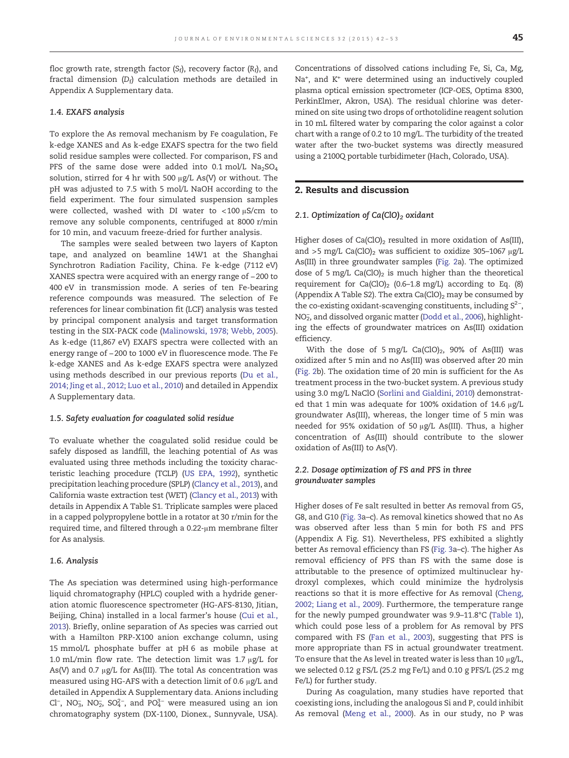floc growth rate, strength factor ($S_f$), recovery factor ($R_f$), and fractal dimension ($D_f$) calculation methods are detailed in Appendix A Supplementary data.

### 1.4. EXAFS analysis

To explore the As removal mechanism by Fe coagulation, Fe k-edge XANES and As k-edge EXAFS spectra for the two field solid residue samples were collected. For comparison, FS and PFS of the same dose were added into 0.1 mol/L $Na_2SO_4$ solution, stirred for 4 hr with 500 μg/L As(V) or without. The pH was adjusted to 7.5 with 5 mol/L NaOH according to the field experiment. The four simulated suspension samples were collected, washed with DI water to <100 μS/cm to remove any soluble components, centrifuged at 8000 r/min for 10 min, and vacuum freeze-dried for further analysis.

The samples were sealed between two layers of Kapton tape, and analyzed on beamline 14W1 at the Shanghai Synchrotron Radiation Facility, China. Fe k-edge (7112 eV) XANES spectra were acquired with an energy range of −200 to 400 eV in transmission mode. A series of ten Fe-bearing reference compounds was measured. The selection of Fe references for linear combination fit (LCF) analysis was tested by principal component analysis and target transformation testing in the SIX-PACK code (Malinowski, 1978; Webb, 2005). As k-edge (11,867 eV) EXAFS spectra were collected with an energy range of −200 to 1000 eV in fluorescence mode. The Fe k-edge XANES and As k-edge EXAFS spectra were analyzed using methods described in our previous reports (Du et al., 2014; Jing et al., 2012; Luo et al., 2010) and detailed in Appendix A Supplementary data.

### 1.5. Safety evaluation for coagulated solid residue

To evaluate whether the coagulated solid residue could be safely disposed as landfill, the leaching potential of As was evaluated using three methods including the toxicity characteristic leaching procedure (TCLP) (US EPA, 1992), synthetic precipitation leaching procedure (SPLP) (Clancy et al., 2013), and California waste extraction test (WET) (Clancy et al., 2013) with details in Appendix A Table S1. Triplicate samples were placed in a capped polypropylene bottle in a rotator at 30 r/min for the required time, and filtered through a 0.22-μm membrane filter for As analysis.

### 1.6. Analysis

The As speciation was determined using high-performance liquid chromatography (HPLC) coupled with a hydride generation atomic fluorescence spectrometer (HG-AFS-8130, Jitian, Beijing, China) installed in a local farmer's house (Cui et al., 2013). Briefly, online separation of As species was carried out with a Hamilton PRP-X100 anion exchange column, using 15 mmol/L phosphate buffer at pH 6 as mobile phase at 1.0 mL/min flow rate. The detection limit was 1.7 μg/L for As(V) and 0.7 μg/L for As(III). The total As concentration was measured using HG-AFS with a detection limit of 0.6 μg/L and detailed in Appendix A Supplementary data. Anions including $Cl^-$, $NO_3^-$, $NO_2^-$, $SO_4^{2-}$, and $PO_4^{3-}$ were measured using an ion chromatography system (DX-1100, Dionex., Sunnyvale, USA). Concentrations of dissolved cations including Fe, Si, Ca, Mg, $Na^+$, and $K^+$ were determined using an inductively coupled plasma optical emission spectrometer (ICP-OES, Optima 8300, PerkinElmer, Akron, USA). The residual chlorine was determined on site using two drops of orthotolidine reagent solution in 10 mL filtered water by comparing the color against a color chart with a range of 0.2 to 10 mg/L. The turbidity of the treated water after the two-bucket systems was directly measured using a 2100Q portable turbidimeter (Hach, Colorado, USA).

## 2. Results and discussion

### 2.1. Optimization of $Ca(ClO)_2$ oxidant

Higher doses of $Ca(ClO)_2$ resulted in more oxidation of As(III), and >5 mg/L $Ca(ClO)_2$ was sufficient to oxidize 305–1067 μg/L As(III) in three groundwater samples (Fig. 2a). The optimized dose of 5 mg/L $Ca(ClO)_2$ is much higher than the theoretical requirement for $Ca(ClO)_2$ (0.6–1.8 mg/L) according to Eq. (8) (Appendix A Table S2). The extra $Ca(ClO)_2$ may be consumed by the co-existing oxidant-scavenging constituents, including $S^{2-}$, $NO_2^-$, and dissolved organic matter (Dodd et al., 2006), highlighting the effects of groundwater matrices on As(III) oxidation efficiency.

With the dose of 5 mg/L $Ca(ClO)_2$, 90% of As(III) was oxidized after 5 min and no As(III) was observed after 20 min (Fig. 2b). The oxidation time of 20 min is sufficient for the As treatment process in the two-bucket system. A previous study using 3.0 mg/L NaClO (Sorlini and Gialdini, 2010) demonstrated that 1 min was adequate for 100% oxidation of 14.6 μg/L groundwater As(III), whereas, the longer time of 5 min was needed for 95% oxidation of 50 μg/L As(III). Thus, a higher concentration of As(III) should contribute to the slower oxidation of As(III) to As(V).

### 2.2. Dosage optimization of FS and PFS in three groundwater samples

Higher doses of Fe salt resulted in better As removal from G5, G8, and G10 (Fig. 3a–c). As removal kinetics showed that no As was observed after less than 5 min for both FS and PFS (Appendix A Fig. S1). Nevertheless, PFS exhibited a slightly better As removal efficiency than FS (Fig. 3a–c). The higher As removal efficiency of PFS than FS with the same dose is attributable to the presence of optimized multinuclear hydroxyl complexes, which could minimize the hydrolysis reactions so that it is more effective for As removal (Cheng, 2002; Liang et al., 2009). Furthermore, the temperature range for the newly pumped groundwater was 9.9–11.8°C (Table 1), which could pose less of a problem for As removal by PFS compared with FS (Fan et al., 2003), suggesting that PFS is more appropriate than FS in actual groundwater treatment. To ensure that the As level in treated water is less than 10 μg/L, we selected 0.12 g FS/L (25.2 mg Fe/L) and 0.10 g PFS/L (25.2 mg Fe/L) for further study.

During As coagulation, many studies have reported that coexisting ions, including the analogous Si and P, could inhibit As removal (Meng et al., 2000). As in our study, no P was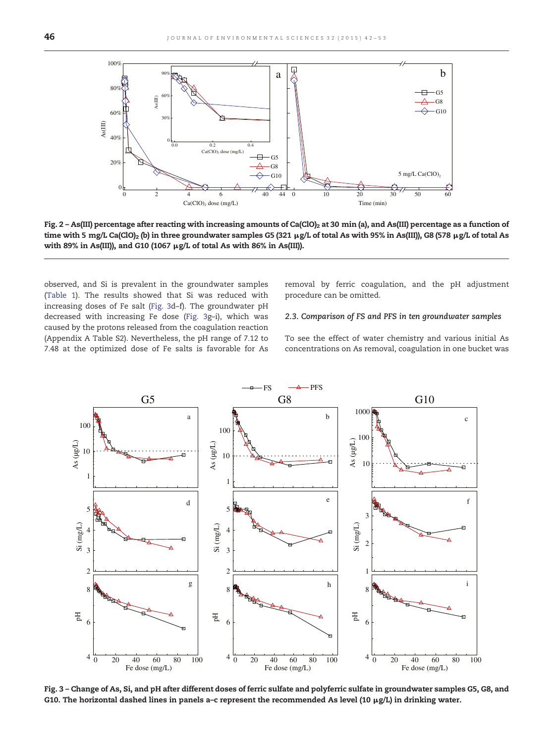Fig. 2 – As(III) percentage after reacting with increasing amounts of $Ca(ClO)_2$ at 30 min (a), and As(III) percentage as a function of time with 5 mg/L $Ca(ClO)_2$ (b) in three groundwater samples G5 (321 μg/L of total As with 95% in As(III)), G8 (578 μg/L of total As with 89% in As(III)), and G10 (1067 μg/L of total As with 86% in As(III)).

observed, and Si is prevalent in the groundwater samples (Table 1). The results showed that Si was reduced with increasing doses of Fe salt (Fig. 3d–f). The groundwater pH decreased with increasing Fe dose (Fig. 3g–i), which was caused by the protons released from the coagulation reaction (Appendix A Table S2). Nevertheless, the pH range of 7.12 to 7.48 at the optimized dose of Fe salts is favorable for As removal by ferric coagulation, and the pH adjustment procedure can be omitted.

### 2.3. Comparison of FS and PFS in ten groundwater samples

To see the effect of water chemistry and various initial As concentrations on As removal, coagulation in one bucket was

Fig. 3 – Change of As, Si, and pH after different doses of ferric sulfate and polyferric sulfate in groundwater samples G5, G8, and G10. The horizontal dashed lines in panels a–c represent the recommended As level (10 μg/L) in drinking water.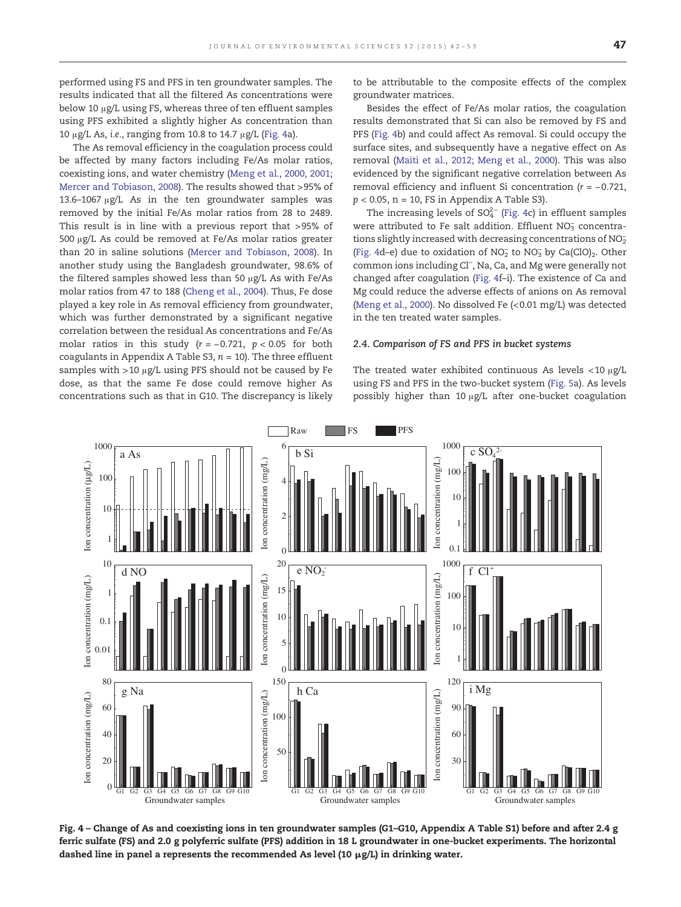performed using FS and PFS in ten groundwater samples. The results indicated that all the filtered As concentrations were below 10 μg/L using FS, whereas three of ten effluent samples using PFS exhibited a slightly higher As concentration than 10 μg/L As, *i.e.*, ranging from 10.8 to 14.7 μg/L (Fig. 4a).

The As removal efficiency in the coagulation process could be affected by many factors including Fe/As molar ratios, coexisting ions, and water chemistry (Meng et al., 2000, 2001; Mercer and Tobiason, 2008). The results showed that >95% of 13.6–1067 μg/L As in the ten groundwater samples was removed by the initial Fe/As molar ratios from 28 to 2489. This result is in line with a previous report that >95% of 500 μg/L As could be removed at Fe/As molar ratios greater than 20 in saline solutions (Mercer and Tobiason, 2008). In another study using the Bangladesh groundwater, 98.6% of the filtered samples showed less than 50 μg/L As with Fe/As molar ratios from 47 to 188 (Cheng et al., 2004). Thus, Fe dose played a key role in As removal efficiency from groundwater, which was further demonstrated by a significant negative correlation between the residual As concentrations and Fe/As molar ratios in this study ($r = -0.721$, $p < 0.05$ for both coagulants in Appendix A Table S3, $n = 10$). The three effluent samples with >10 μg/L using PFS should not be caused by Fe dose, as that the same Fe dose could remove higher As concentrations such as that in G10. The discrepancy is likely to be attributable to the composite effects of the complex groundwater matrices.

Besides the effect of Fe/As molar ratios, the coagulation results demonstrated that Si can also be removed by FS and PFS (Fig. 4b) and could affect As removal. Si could occupy the surface sites, and subsequently have a negative effect on As removal (Maiti et al., 2012; Meng et al., 2000). This was also evidenced by the significant negative correlation between As removal efficiency and influent Si concentration ($r = -0.721$, $p < 0.05$, n = 10, FS in Appendix A Table S3).

The increasing levels of $SO_4^{2-}$ (Fig. 4c) in effluent samples were attributed to Fe salt addition. Effluent $NO_3^-$ concentrations slightly increased with decreasing concentrations of $NO_2^-$ (Fig. 4d–e) due to oxidation of $NO_2^-$ to $NO_3^-$ by $Ca(ClO)_2$. Other common ions including $Cl^-$, Na, Ca, and Mg were generally not changed after coagulation (Fig. 4f–i). The existence of Ca and Mg could reduce the adverse effects of anions on As removal (Meng et al., 2000). No dissolved Fe (<0.01 mg/L) was detected in the ten treated water samples.

### 2.4. Comparison of FS and PFS in bucket systems

The treated water exhibited continuous As levels <10 μg/L using FS and PFS in the two-bucket system (Fig. 5a). As levels possibly higher than 10 μg/L after one-bucket coagulation

**Fig. 4 – Change of As and coexisting ions in ten groundwater samples (G1–G10, Appendix A Table S1) before and after 2.4 g ferric sulfate (FS) and 2.0 g polyferric sulfate (PFS) addition in 18 L groundwater in one-bucket experiments. The horizontal dashed line in panel a represents the recommended As level (10 μg/L) in drinking water.**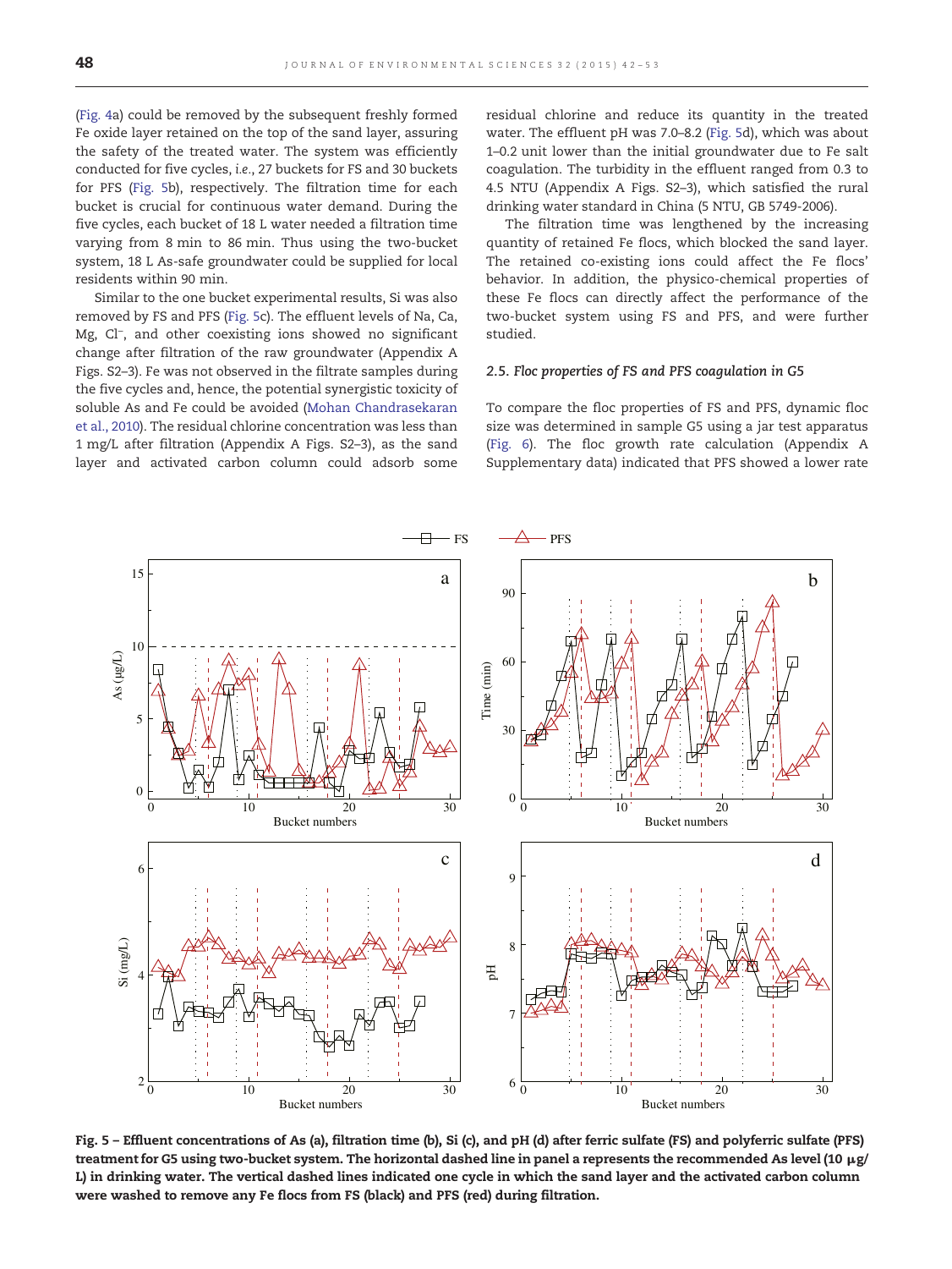(Fig. 4a) could be removed by the subsequent freshly formed Fe oxide layer retained on the top of the sand layer, assuring the safety of the treated water. The system was efficiently conducted for five cycles, *i.e.*, 27 buckets for FS and 30 buckets for PFS (Fig. 5b), respectively. The filtration time for each bucket is crucial for continuous water demand. During the five cycles, each bucket of 18 L water needed a filtration time varying from 8 min to 86 min. Thus using the two-bucket system, 18 L As-safe groundwater could be supplied for local residents within 90 min.

Similar to the one bucket experimental results, Si was also removed by FS and PFS (Fig. 5c). The effluent levels of Na, Ca, Mg, $Cl^-$, and other coexisting ions showed no significant change after filtration of the raw groundwater (Appendix A Figs. S2–3). Fe was not observed in the filtrate samples during the five cycles and, hence, the potential synergistic toxicity of soluble As and Fe could be avoided (Mohan Chandrasekaran et al., 2010). The residual chlorine concentration was less than 1 mg/L after filtration (Appendix A Figs. S2–3), as the sand layer and activated carbon column could adsorb some residual chlorine and reduce its quantity in the treated water. The effluent pH was 7.0–8.2 (Fig. 5d), which was about 1–0.2 unit lower than the initial groundwater due to Fe salt coagulation. The turbidity in the effluent ranged from 0.3 to 4.5 NTU (Appendix A Figs. S2–3), which satisfied the rural drinking water standard in China (5 NTU, GB 5749-2006).

The filtration time was lengthened by the increasing quantity of retained Fe flocs, which blocked the sand layer. The retained co-existing ions could affect the Fe flocs' behavior. In addition, the physico-chemical properties of these Fe flocs can directly affect the performance of the two-bucket system using FS and PFS, and were further studied.

### 2.5. Floc properties of FS and PFS coagulation in G5

To compare the floc properties of FS and PFS, dynamic floc size was determined in sample G5 using a jar test apparatus (Fig. 6). The floc growth rate calculation (Appendix A Supplementary data) indicated that PFS showed a lower rate

**Fig. 5 – Effluent concentrations of As (a), filtration time (b), Si (c), and pH (d) after ferric sulfate (FS) and polyferric sulfate (PFS) treatment for G5 using two-bucket system. The horizontal dashed line in panel a represents the recommended As level (10 μg/L) in drinking water. The vertical dashed lines indicated one cycle in which the sand layer and the activated carbon column were washed to remove any Fe flocs from FS (black) and PFS (red) during filtration.**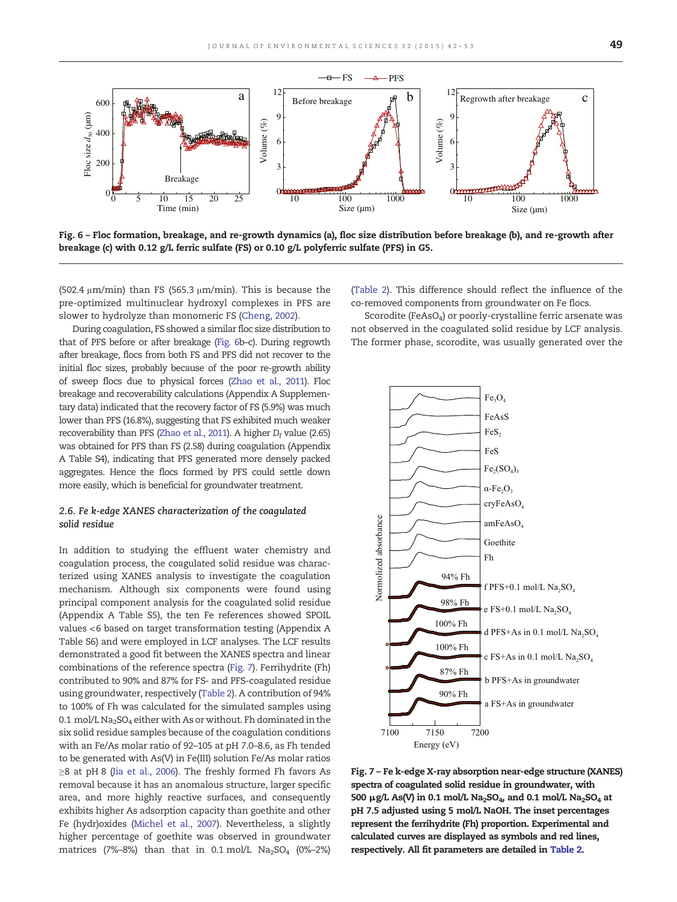Fig. 6 – Floc formation, breakage, and re-growth dynamics (a), floc size distribution before breakage (b), and re-growth after breakage (c) with 0.12 g/L ferric sulfate (FS) or 0.10 g/L polyferric sulfate (PFS) in G5.

(502.4 μm/min) than FS (565.3 μm/min). This is because the pre-optimized multinuclear hydroxyl complexes in PFS are slower to hydrolyze than monomeric FS (Cheng, 2002).

During coagulation, FS showed a similar floc size distribution to that of PFS before or after breakage (Fig. 6b–c). During regrowth after breakage, flocs from both FS and PFS did not recover to the initial floc sizes, probably because of the poor re-growth ability of sweep flocs due to physical forces (Zhao et al., 2011). Floc breakage and recoverability calculations (Appendix A Supplementary data) indicated that the recovery factor of FS (5.9%) was much lower than PFS (16.8%), suggesting that FS exhibited much weaker recoverability than PFS (Zhao et al., 2011). A higher $D_f$ value (2.65) was obtained for PFS than FS (2.58) during coagulation (Appendix A Table S4), indicating that PFS generated more densely packed aggregates. Hence the flocs formed by PFS could settle down more easily, which is beneficial for groundwater treatment.

### 2.6. Fe k-edge XANES characterization of the coagulated solid residue

In addition to studying the effluent water chemistry and coagulation process, the coagulated solid residue was characterized using XANES analysis to investigate the coagulation mechanism. Although six components were found using principal component analysis for the coagulated solid residue (Appendix A Table S5), the ten Fe references showed SPOIL values <6 based on target transformation testing (Appendix A Table S6) and were employed in LCF analyses. The LCF results demonstrated a good fit between the XANES spectra and linear combinations of the reference spectra (Fig. 7). Ferrihydrite (Fh) contributed to 90% and 87% for FS- and PFS-coagulated residue using groundwater, respectively (Table 2). A contribution of 94% to 100% of Fh was calculated for the simulated samples using 0.1 mol/L $Na_2SO_4$ either with As or without. Fh dominated in the six solid residue samples because of the coagulation conditions with an Fe/As molar ratio of 92–105 at pH 7.0–8.6, as Fh tended to be generated with As(V) in Fe(III) solution Fe/As molar ratios ≥8 at pH 8 (Jia et al., 2006). The freshly formed Fh favors As removal because it has an anomalous structure, larger specific area, and more highly reactive surfaces, and consequently exhibits higher As adsorption capacity than goethite and other Fe (hydr)oxides (Michel et al., 2007). Nevertheless, a slightly higher percentage of goethite was observed in groundwater matrices (7%–8%) than that in 0.1 mol/L $Na_2SO_4$ (0%–2%) (Table 2). This difference should reflect the influence of the co-removed components from groundwater on Fe flocs.

Scorodite ($FeAsO_4$) or poorly-crystalline ferric arsenate was not observed in the coagulated solid residue by LCF analysis. The former phase, scorodite, was usually generated over the

Fig. 7 – Fe k-edge X-ray absorption near-edge structure (XANES) spectra of coagulated solid residue in groundwater, with 500 μg/L As(V) in 0.1 mol/L $Na_2SO_4$, and 0.1 mol/L $Na_2SO_4$ at pH 7.5 adjusted using 5 mol/L NaOH. The inset percentages represent the ferrihydrite (Fh) proportion. Experimental and calculated curves are displayed as symbols and red lines, respectively. All fit parameters are detailed in Table 2.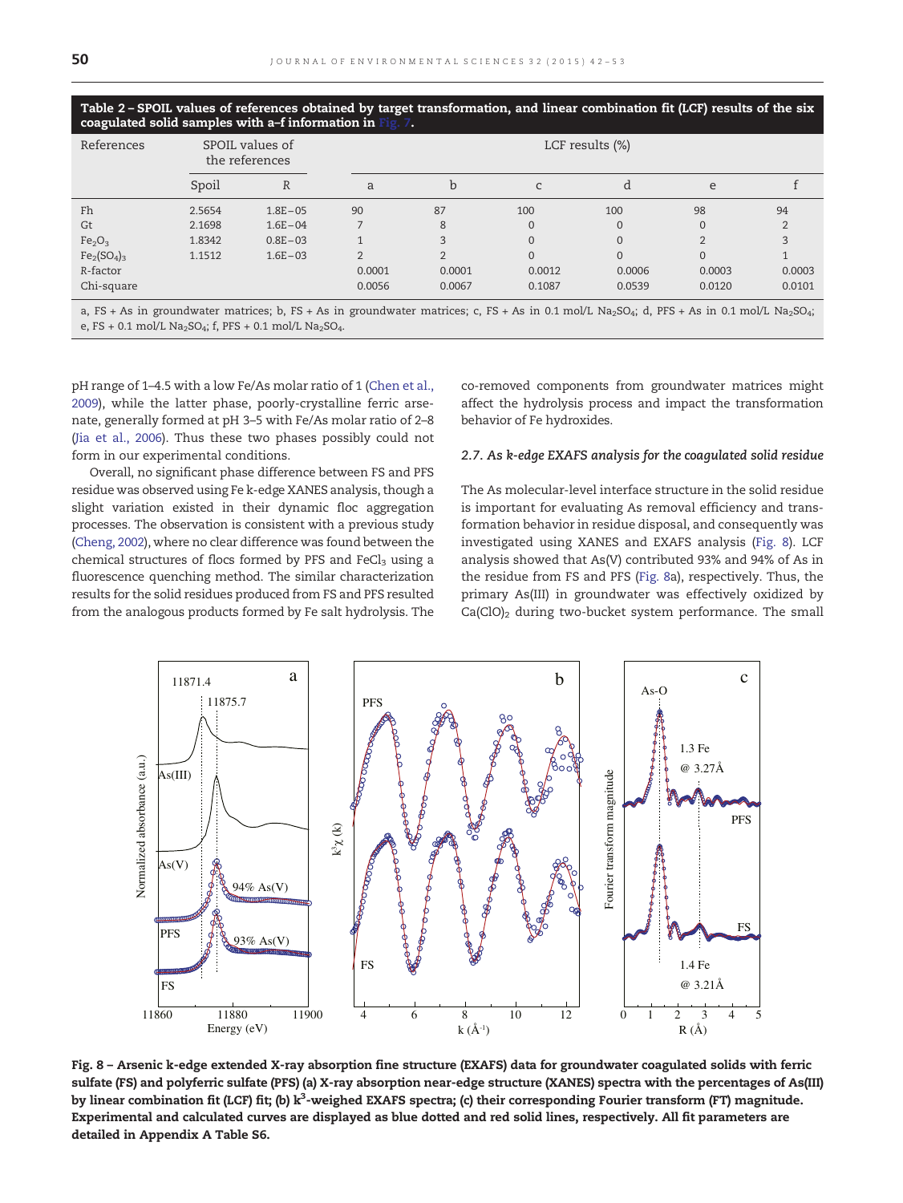**Table 2 – SPOIL values of references obtained by target transformation, and linear combination fit (LCF) results of the six coagulated solid samples with a–f information in Fig. 7.**

| References | SPOIL values of the references | | LCF results (%) | | | | | |
|---|---|---|---|---|---|---|---|---|
| | Spoil | R | a | b | c | d | e | f |
| Fh | 2.5654 | 1.8E−05 | 90 | 87 | 100 | 100 | 98 | 94 |
| Gt | 2.1698 | 1.6E−04 | 7 | 8 | 0 | 0 | 0 | 2 |
| $Fe_2O_3$ | 1.8342 | 0.8E−03 | 1 | 3 | 0 | 0 | 2 | 3 |
| $Fe_2(SO_4)_3$ | 1.1512 | 1.6E−03 | 2 | 2 | 0 | 0 | 0 | 1 |
| R-factor | | | 0.0001 | 0.0001 | 0.0012 | 0.0006 | 0.0003 | 0.0003 |
| Chi-square | | | 0.0056 | 0.0067 | 0.1087 | 0.0539 | 0.0120 | 0.0101 |

a, FS + As in groundwater matrices; b, FS + As in groundwater matrices; c, FS + As in 0.1 mol/L $Na_2SO_4$; d, PFS + As in 0.1 mol/L $Na_2SO_4$; e, FS + 0.1 mol/L $Na_2SO_4$; f, PFS + 0.1 mol/L $Na_2SO_4$.

pH range of 1–4.5 with a low Fe/As molar ratio of 1 (Chen et al., 2009), while the latter phase, poorly-crystalline ferric arsenate, generally formed at pH 3–5 with Fe/As molar ratio of 2–8 (Jia et al., 2006). Thus these two phases possibly could not form in our experimental conditions.

Overall, no significant phase difference between FS and PFS residue was observed using Fe k-edge XANES analysis, though a slight variation existed in their dynamic floc aggregation processes. The observation is consistent with a previous study (Cheng, 2002), where no clear difference was found between the chemical structures of flocs formed by PFS and $FeCl_3$ using a fluorescence quenching method. The similar characterization results for the solid residues produced from FS and PFS resulted from the analogous products formed by Fe salt hydrolysis. The co-removed components from groundwater matrices might affect the hydrolysis process and impact the transformation behavior of Fe hydroxides.

### 2.7. As k-edge EXAFS analysis for the coagulated solid residue

The As molecular-level interface structure in the solid residue is important for evaluating As removal efficiency and transformation behavior in residue disposal, and consequently was investigated using XANES and EXAFS analysis (Fig. 8). LCF analysis showed that As(V) contributed 93% and 94% of As in the residue from FS and PFS (Fig. 8a), respectively. Thus, the primary As(III) in groundwater was effectively oxidized by $Ca(ClO)_2$ during two-bucket system performance. The small

**Fig. 8 – Arsenic k-edge extended X-ray absorption fine structure (EXAFS) data for groundwater coagulated solids with ferric sulfate (FS) and polyferric sulfate (PFS) (a) X-ray absorption near-edge structure (XANES) spectra with the percentages of As(III) by linear combination fit (LCF) fit; (b) $k^3$-weighed EXAFS spectra; (c) their corresponding Fourier transform (FT) magnitude. Experimental and calculated curves are displayed as blue dotted and red solid lines, respectively. All fit parameters are detailed in Appendix A Table S6.**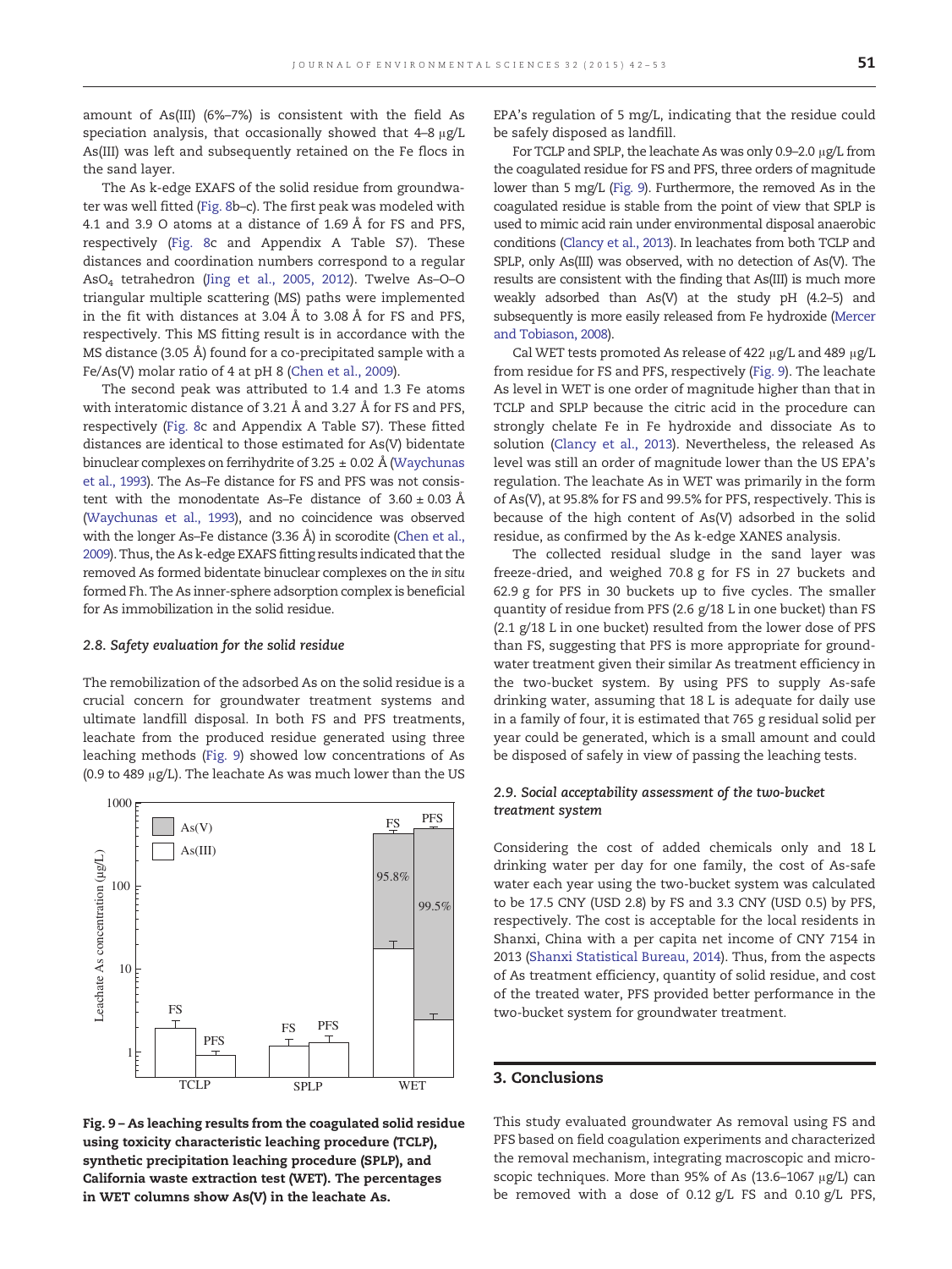amount of As(III) (6%–7%) is consistent with the field As speciation analysis, that occasionally showed that 4–8 μg/L As(III) was left and subsequently retained on the Fe flocs in the sand layer.

The As k-edge EXAFS of the solid residue from groundwater was well fitted (Fig. 8b–c). The first peak was modeled with 4.1 and 3.9 O atoms at a distance of 1.69 Å for FS and PFS, respectively (Fig. 8c and Appendix A Table S7). These distances and coordination numbers correspond to a regular $AsO_4$ tetrahedron (Jing et al., 2005, 2012). Twelve As–O–O triangular multiple scattering (MS) paths were implemented in the fit with distances at 3.04 Å to 3.08 Å for FS and PFS, respectively. This MS fitting result is in accordance with the MS distance (3.05 Å) found for a co-precipitated sample with a Fe/As(V) molar ratio of 4 at pH 8 (Chen et al., 2009).

The second peak was attributed to 1.4 and 1.3 Fe atoms with interatomic distance of 3.21 Å and 3.27 Å for FS and PFS, respectively (Fig. 8c and Appendix A Table S7). These fitted distances are identical to those estimated for As(V) bidentate binuclear complexes on ferrihydrite of 3.25 ± 0.02 Å (Waychunas et al., 1993). The As–Fe distance for FS and PFS was not consistent with the monodentate As–Fe distance of 3.60 ± 0.03 Å (Waychunas et al., 1993), and no coincidence was observed with the longer As–Fe distance (3.36 Å) in scorodite (Chen et al., 2009). Thus, the As k-edge EXAFS fitting results indicated that the removed As formed bidentate binuclear complexes on the *in situ* formed Fh. The As inner-sphere adsorption complex is beneficial for As immobilization in the solid residue.

### 2.8. Safety evaluation for the solid residue

The remobilization of the adsorbed As on the solid residue is a crucial concern for groundwater treatment systems and ultimate landfill disposal. In both FS and PFS treatments, leachate from the produced residue generated using three leaching methods (Fig. 9) showed low concentrations of As (0.9 to 489 μg/L). The leachate As was much lower than the US EPA's regulation of 5 mg/L, indicating that the residue could be safely disposed as landfill.

For TCLP and SPLP, the leachate As was only 0.9–2.0 μg/L from the coagulated residue for FS and PFS, three orders of magnitude lower than 5 mg/L (Fig. 9). Furthermore, the removed As in the coagulated residue is stable from the point of view that SPLP is used to mimic acid rain under environmental disposal anaerobic conditions (Clancy et al., 2013). In leachates from both TCLP and SPLP, only As(III) was observed, with no detection of As(V). The results are consistent with the finding that As(III) is much more weakly adsorbed than As(V) at the study pH (4.2–5) and subsequently is more easily released from Fe hydroxide (Mercer and Tobiason, 2008).

Cal WET tests promoted As release of 422 μg/L and 489 μg/L from residue for FS and PFS, respectively (Fig. 9). The leachate As level in WET is one order of magnitude higher than that in TCLP and SPLP because the citric acid in the procedure can strongly chelate Fe in Fe hydroxide and dissociate As to solution (Clancy et al., 2013). Nevertheless, the released As level was still an order of magnitude lower than the US EPA's regulation. The leachate As in WET was primarily in the form of As(V), at 95.8% for FS and 99.5% for PFS, respectively. This is because of the high content of As(V) adsorbed in the solid residue, as confirmed by the As k-edge XANES analysis.

The collected residual sludge in the sand layer was freeze-dried, and weighed 70.8 g for FS in 27 buckets and 62.9 g for PFS in 30 buckets up to five cycles. The smaller quantity of residue from PFS (2.6 g/18 L in one bucket) than FS (2.1 g/18 L in one bucket) resulted from the lower dose of PFS than FS, suggesting that PFS is more appropriate for groundwater treatment given their similar As treatment efficiency in the two-bucket system. By using PFS to supply As-safe drinking water, assuming that 18 L is adequate for daily use in a family of four, it is estimated that 765 g residual solid per year could be generated, which is a small amount and could be disposed of safely in view of passing the leaching tests.

**Fig. 9 – As leaching results from the coagulated solid residue using toxicity characteristic leaching procedure (TCLP), synthetic precipitation leaching procedure (SPLP), and California waste extraction test (WET). The percentages in WET columns show As(V) in the leachate As.**

### 2.9. Social acceptability assessment of the two-bucket treatment system

Considering the cost of added chemicals only and 18 L drinking water per day for one family, the cost of As-safe water each year using the two-bucket system was calculated to be 17.5 CNY (USD 2.8) by FS and 3.3 CNY (USD 0.5) by PFS, respectively. The cost is acceptable for the local residents in Shanxi, China with a per capita net income of CNY 7154 in 2013 (Shanxi Statistical Bureau, 2014). Thus, from the aspects of As treatment efficiency, quantity of solid residue, and cost of the treated water, PFS provided better performance in the two-bucket system for groundwater treatment.

## 3. Conclusions

This study evaluated groundwater As removal using FS and PFS based on field coagulation experiments and characterized the removal mechanism, integrating macroscopic and microscopic techniques. More than 95% of As (13.6–1067 μg/L) can be removed with a dose of 0.12 g/L FS and 0.10 g/L PFS,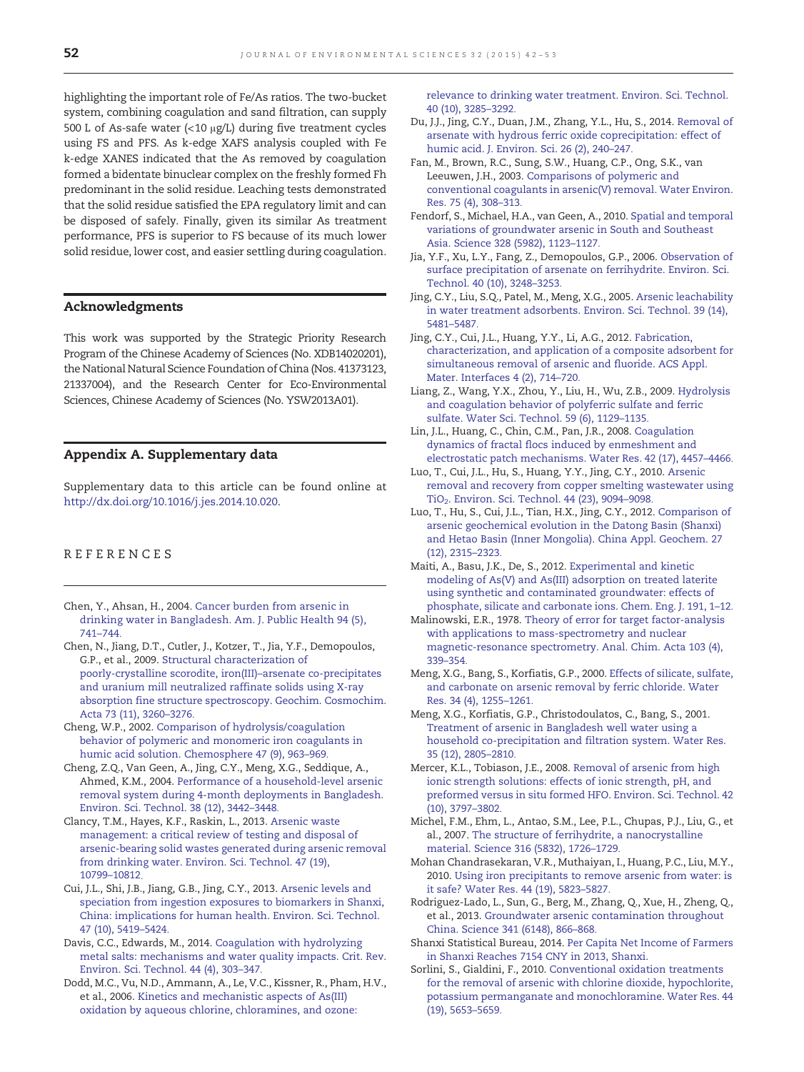highlighting the important role of Fe/As ratios. The two-bucket system, combining coagulation and sand filtration, can supply 500 L of As-safe water (<10 μg/L) during five treatment cycles using FS and PFS. As k-edge XAFS analysis coupled with Fe k-edge XANES indicated that the As removed by coagulation formed a bidentate binuclear complex on the freshly formed Fh predominant in the solid residue. Leaching tests demonstrated that the solid residue satisfied the EPA regulatory limit and can be disposed of safely. Finally, given its similar As treatment performance, PFS is superior to FS because of its much lower solid residue, lower cost, and easier settling during coagulation.

## Acknowledgments

This work was supported by the Strategic Priority Research Program of the Chinese Academy of Sciences (No. XDB14020201), the National Natural Science Foundation of China (Nos. 41373123, 21337004), and the Research Center for Eco-Environmental Sciences, Chinese Academy of Sciences (No. YSW2013A01).

## Appendix A. Supplementary data

Supplementary data to this article can be found online at http://dx.doi.org/10.1016/j.jes.2014.10.020.

## REFERENCES

Chen, Y., Ahsan, H., 2004. Cancer burden from arsenic in drinking water in Bangladesh. Am. J. Public Health 94 (5), 741–744.

Chen, N., Jiang, D.T., Cutler, J., Kotzer, T., Jia, Y.F., Demopoulos, G.P., et al., 2009. Structural characterization of poorly-crystalline scorodite, iron(III)–arsenate co-precipitates and uranium mill neutralized raffinate solids using X-ray absorption fine structure spectroscopy. Geochim. Cosmochim. Acta 73 (11), 3260–3276.

Cheng, W.P., 2002. Comparison of hydrolysis/coagulation behavior of polymeric and monomeric iron coagulants in humic acid solution. Chemosphere 47 (9), 963–969.

Cheng, Z.Q., Van Geen, A., Jing, C.Y., Meng, X.G., Seddique, A., Ahmed, K.M., 2004. Performance of a household-level arsenic removal system during 4-month deployments in Bangladesh. Environ. Sci. Technol. 38 (12), 3442–3448.

Clancy, T.M., Hayes, K.F., Raskin, L., 2013. Arsenic waste management: a critical review of testing and disposal of arsenic-bearing solid wastes generated during arsenic removal from drinking water. Environ. Sci. Technol. 47 (19), 10799–10812.

Cui, J.L., Shi, J.B., Jiang, G.B., Jing, C.Y., 2013. Arsenic levels and speciation from ingestion exposures to biomarkers in Shanxi, China: implications for human health. Environ. Sci. Technol. 47 (10), 5419–5424.

Davis, C.C., Edwards, M., 2014. Coagulation with hydrolyzing metal salts: mechanisms and water quality impacts. Crit. Rev. Environ. Sci. Technol. 44 (4), 303–347.

Dodd, M.C., Vu, N.D., Ammann, A., Le, V.C., Kissner, R., Pham, H.V., et al., 2006. Kinetics and mechanistic aspects of As(III) oxidation by aqueous chlorine, chloramines, and ozone: relevance to drinking water treatment. Environ. Sci. Technol. 40 (10), 3285–3292.

Du, J.J., Jing, C.Y., Duan, J.M., Zhang, Y.L., Hu, S., 2014. Removal of arsenate with hydrous ferric oxide coprecipitation: effect of humic acid. J. Environ. Sci. 26 (2), 240–247.

Fan, M., Brown, R.C., Sung, S.W., Huang, C.P., Ong, S.K., van Leeuwen, J.H., 2003. Comparisons of polymeric and conventional coagulants in arsenic(V) removal. Water Environ. Res. 75 (4), 308–313.

Fendorf, S., Michael, H.A., van Geen, A., 2010. Spatial and temporal variations of groundwater arsenic in South and Southeast Asia. Science 328 (5982), 1123–1127.

Jia, Y.F., Xu, L.Y., Fang, Z., Demopoulos, G.P., 2006. Observation of surface precipitation of arsenate on ferrihydrite. Environ. Sci. Technol. 40 (10), 3248–3253.

Jing, C.Y., Liu, S.Q., Patel, M., Meng, X.G., 2005. Arsenic leachability in water treatment adsorbents. Environ. Sci. Technol. 39 (14), 5481–5487.

Jing, C.Y., Cui, J.L., Huang, Y.Y., Li, A.G., 2012. Fabrication, characterization, and application of a composite adsorbent for simultaneous removal of arsenic and fluoride. ACS Appl. Mater. Interfaces 4 (2), 714–720.

Liang, Z., Wang, Y.X., Zhou, Y., Liu, H., Wu, Z.B., 2009. Hydrolysis and coagulation behavior of polyferric sulfate and ferric sulfate. Water Sci. Technol. 59 (6), 1129–1135.

Lin, J.L., Huang, C., Chin, C.M., Pan, J.R., 2008. Coagulation dynamics of fractal flocs induced by enmeshment and electrostatic patch mechanisms. Water Res. 42 (17), 4457–4466.

Luo, T., Cui, J.L., Hu, S., Huang, Y.Y., Jing, C.Y., 2010. Arsenic removal and recovery from copper smelting wastewater using $TiO_2$. Environ. Sci. Technol. 44 (23), 9094–9098.

Luo, T., Hu, S., Cui, J.L., Tian, H.X., Jing, C.Y., 2012. Comparison of arsenic geochemical evolution in the Datong Basin (Shanxi) and Hetao Basin (Inner Mongolia). China Appl. Geochem. 27 (12), 2315–2323.

Maiti, A., Basu, J.K., De, S., 2012. Experimental and kinetic modeling of As(V) and As(III) adsorption on treated laterite using synthetic and contaminated groundwater: effects of phosphate, silicate and carbonate ions. Chem. Eng. J. 191, 1–12.

Malinowski, E.R., 1978. Theory of error for target factor-analysis with applications to mass-spectrometry and nuclear magnetic-resonance spectrometry. Anal. Chim. Acta 103 (4), 339–354.

Meng, X.G., Bang, S., Korfiatis, G.P., 2000. Effects of silicate, sulfate, and carbonate on arsenic removal by ferric chloride. Water Res. 34 (4), 1255–1261.

Meng, X.G., Korfiatis, G.P., Christodoulatos, C., Bang, S., 2001. Treatment of arsenic in Bangladesh well water using a household co-precipitation and filtration system. Water Res. 35 (12), 2805–2810.

Mercer, K.L., Tobiason, J.E., 2008. Removal of arsenic from high ionic strength solutions: effects of ionic strength, pH, and preformed versus in situ formed HFO. Environ. Sci. Technol. 42 (10), 3797–3802.

Michel, F.M., Ehm, L., Antao, S.M., Lee, P.L., Chupas, P.J., Liu, G., et al., 2007. The structure of ferrihydrite, a nanocrystalline material. Science 316 (5832), 1726–1729.

Mohan Chandrasekaran, V.R., Muthaiyan, I., Huang, P.C., Liu, M.Y., 2010. Using iron precipitants to remove arsenic from water: is it safe? Water Res. 44 (19), 5823–5827.

Rodriguez-Lado, L., Sun, G., Berg, M., Zhang, Q., Xue, H., Zheng, Q., et al., 2013. Groundwater arsenic contamination throughout China. Science 341 (6148), 866–868.

Shanxi Statistical Bureau, 2014. Per Capita Net Income of Farmers in Shanxi Reaches 7154 CNY in 2013, Shanxi.

Sorlini, S., Gialdini, F., 2010. Conventional oxidation treatments for the removal of arsenic with chlorine dioxide, hypochlorite, potassium permanganate and monochloramine. Water Res. 44 (19), 5653–5659.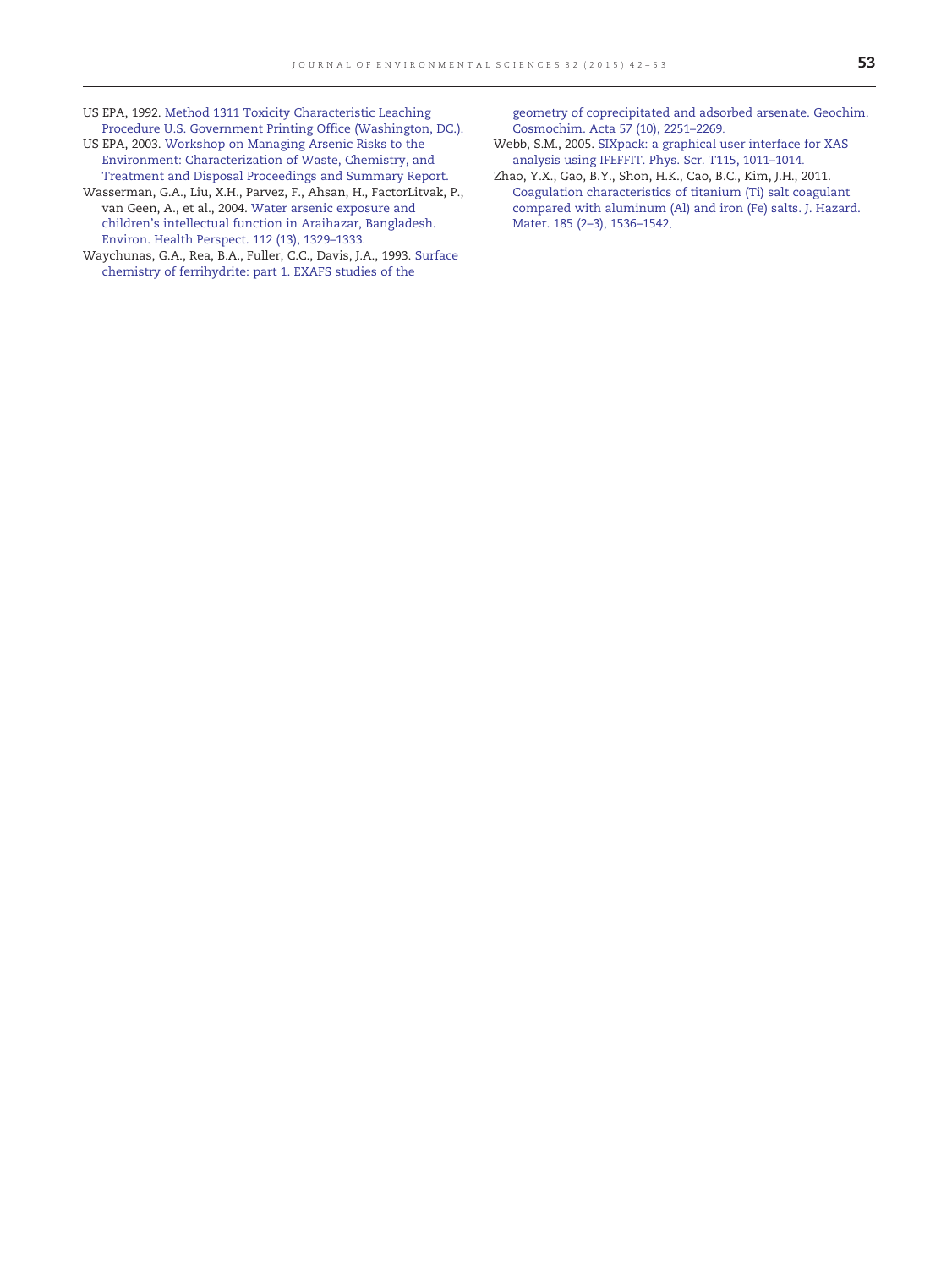US EPA, 1992. Method 1311 Toxicity Characteristic Leaching Procedure U.S. Government Printing Office (Washington, DC.).

US EPA, 2003. Workshop on Managing Arsenic Risks to the Environment: Characterization of Waste, Chemistry, and Treatment and Disposal Proceedings and Summary Report.

Wasserman, G.A., Liu, X.H., Parvez, F., Ahsan, H., FactorLitvak, P., van Geen, A., et al., 2004. Water arsenic exposure and children's intellectual function in Araihazar, Bangladesh. Environ. Health Perspect. 112 (13), 1329–1333.

Waychunas, G.A., Rea, B.A., Fuller, C.C., Davis, J.A., 1993. Surface chemistry of ferrihydrite: part 1. EXAFS studies of the geometry of coprecipitated and adsorbed arsenate. Geochim. Cosmochim. Acta 57 (10), 2251–2269.

Webb, S.M., 2005. SIXpack: a graphical user interface for XAS analysis using IFEFFIT. Phys. Scr. T115, 1011–1014.

Zhao, Y.X., Gao, B.Y., Shon, H.K., Cao, B.C., Kim, J.H., 2011. Coagulation characteristics of titanium (Ti) salt coagulant compared with aluminum (Al) and iron (Fe) salts. J. Hazard. Mater. 185 (2–3), 1536–1542.